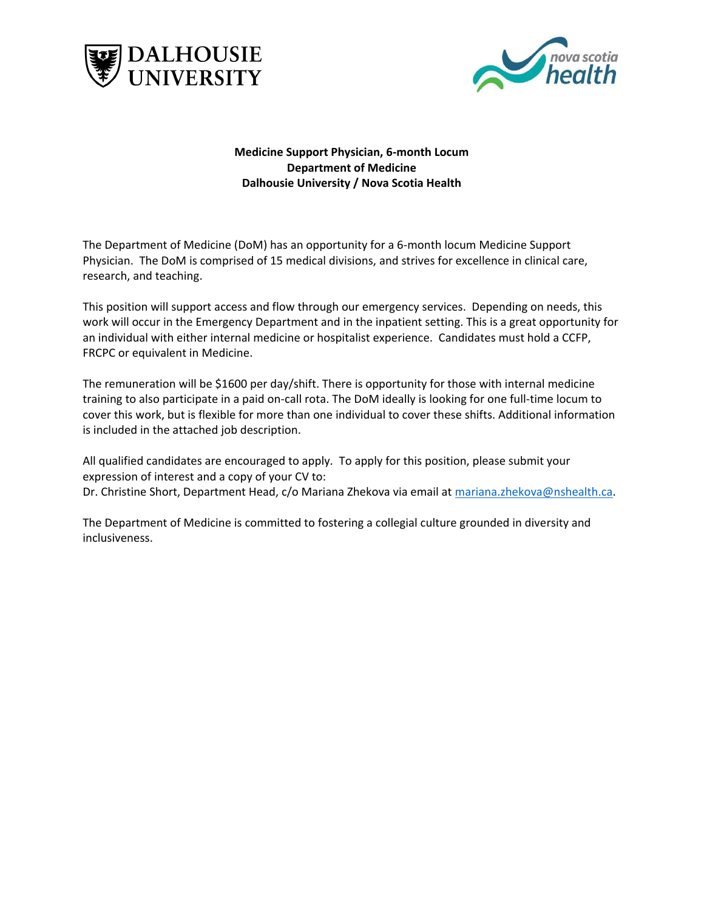**Medicine Support Physician, 6-month Locum**
**Department of Medicine**
**Dalhousie University / Nova Scotia Health**

The Department of Medicine (DoM) has an opportunity for a 6-month locum Medicine Support Physician. The DoM is comprised of 15 medical divisions, and strives for excellence in clinical care, research, and teaching.

This position will support access and flow through our emergency services. Depending on needs, this work will occur in the Emergency Department and in the inpatient setting. This is a great opportunity for an individual with either internal medicine or hospitalist experience. Candidates must hold a CCFP, FRCPC or equivalent in Medicine.

The remuneration will be $1600 per day/shift. There is opportunity for those with internal medicine training to also participate in a paid on-call rota. The DoM ideally is looking for one full-time locum to cover this work, but is flexible for more than one individual to cover these shifts. Additional information is included in the attached job description.

All qualified candidates are encouraged to apply. To apply for this position, please submit your expression of interest and a copy of your CV to:
Dr. Christine Short, Department Head, c/o Mariana Zhekova via email at mariana.zhekova@nshealth.ca.

The Department of Medicine is committed to fostering a collegial culture grounded in diversity and inclusiveness.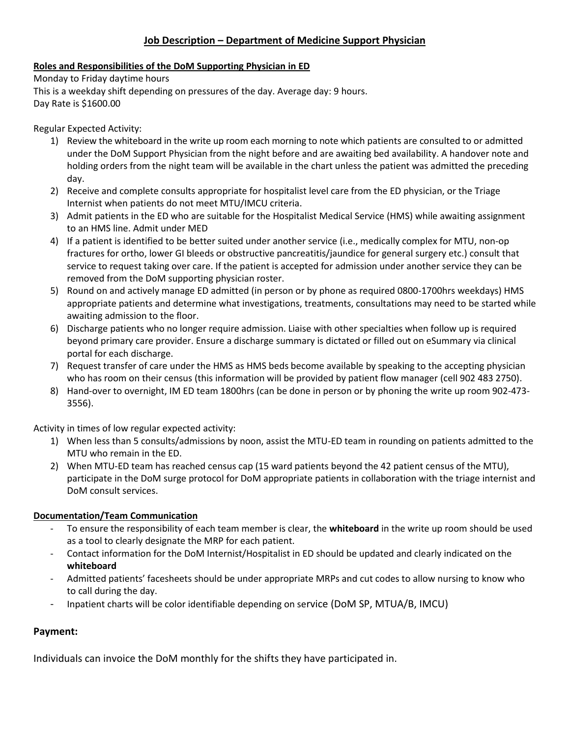# Job Description – Department of Medicine Support Physician

**Roles and Responsibilities of the DoM Supporting Physician in ED**

Monday to Friday daytime hours
This is a weekday shift depending on pressures of the day. Average day: 9 hours.
Day Rate is $1600.00

Regular Expected Activity:

1) Review the whiteboard in the write up room each morning to note which patients are consulted to or admitted under the DoM Support Physician from the night before and are awaiting bed availability. A handover note and holding orders from the night team will be available in the chart unless the patient was admitted the preceding day.
2) Receive and complete consults appropriate for hospitalist level care from the ED physician, or the Triage Internist when patients do not meet MTU/IMCU criteria.
3) Admit patients in the ED who are suitable for the Hospitalist Medical Service (HMS) while awaiting assignment to an HMS line. Admit under MED
4) If a patient is identified to be better suited under another service (i.e., medically complex for MTU, non-op fractures for ortho, lower GI bleeds or obstructive pancreatitis/jaundice for general surgery etc.) consult that service to request taking over care. If the patient is accepted for admission under another service they can be removed from the DoM supporting physician roster.
5) Round on and actively manage ED admitted (in person or by phone as required 0800-1700hrs weekdays) HMS appropriate patients and determine what investigations, treatments, consultations may need to be started while awaiting admission to the floor.
6) Discharge patients who no longer require admission. Liaise with other specialties when follow up is required beyond primary care provider. Ensure a discharge summary is dictated or filled out on eSummary via clinical portal for each discharge.
7) Request transfer of care under the HMS as HMS beds become available by speaking to the accepting physician who has room on their census (this information will be provided by patient flow manager (cell 902 483 2750).
8) Hand-over to overnight, IM ED team 1800hrs (can be done in person or by phoning the write up room 902-473-3556).

Activity in times of low regular expected activity:

1) When less than 5 consults/admissions by noon, assist the MTU-ED team in rounding on patients admitted to the MTU who remain in the ED.
2) When MTU-ED team has reached census cap (15 ward patients beyond the 42 patient census of the MTU), participate in the DoM surge protocol for DoM appropriate patients in collaboration with the triage internist and DoM consult services.

**Documentation/Team Communication**

- To ensure the responsibility of each team member is clear, the **whiteboard** in the write up room should be used as a tool to clearly designate the MRP for each patient.
- Contact information for the DoM Internist/Hospitalist in ED should be updated and clearly indicated on the **whiteboard**
- Admitted patients' facesheets should be under appropriate MRPs and cut codes to allow nursing to know who to call during the day.
- Inpatient charts will be color identifiable depending on service (DoM SP, MTUA/B, IMCU)

## Payment:

Individuals can invoice the DoM monthly for the shifts they have participated in.